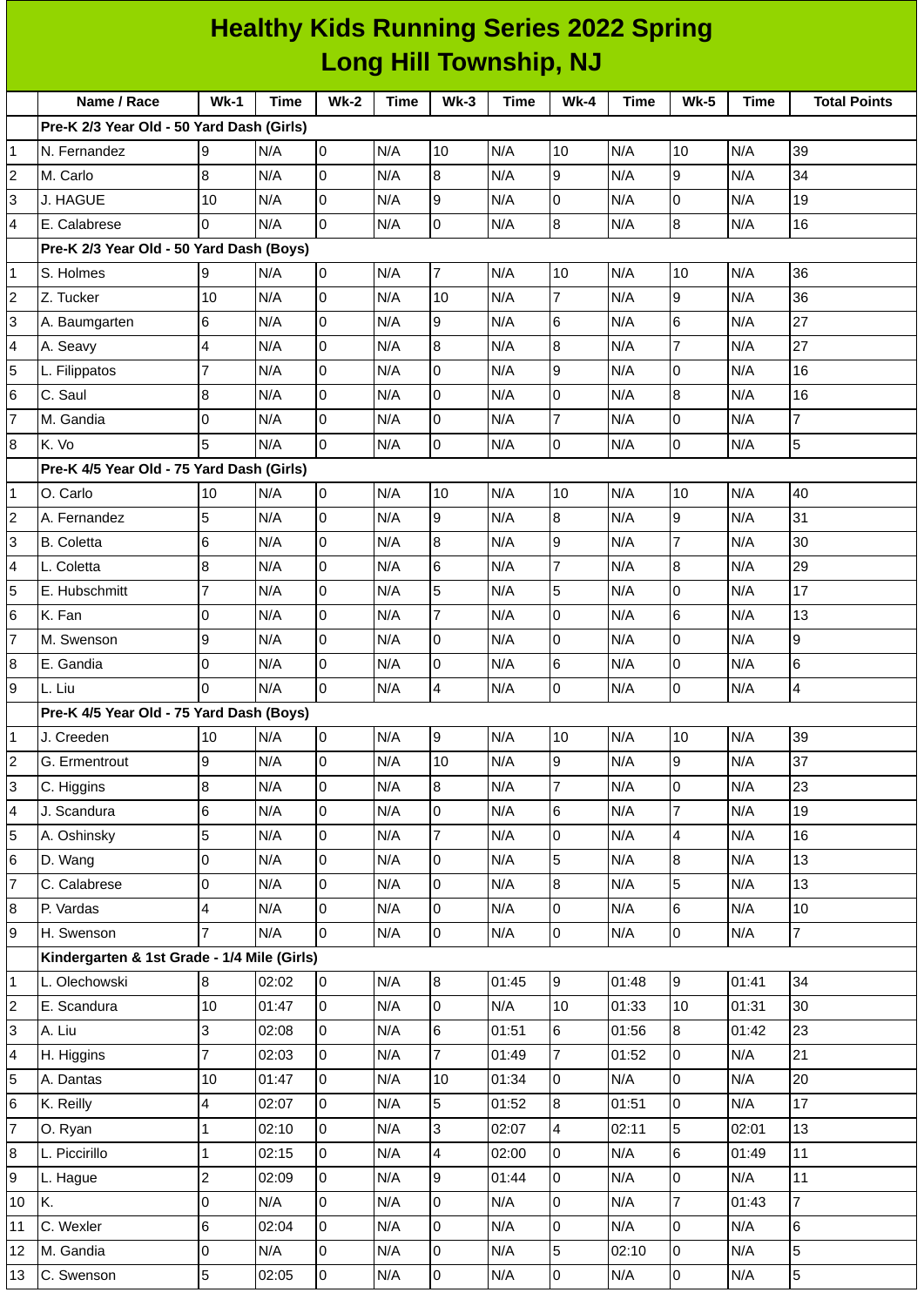# Healthy Kids Running Series 2022 Spring
## Long Hill Township, NJ

| | Name / Race | Wk-1 | Time | Wk-2 | Time | Wk-3 | Time | Wk-4 | Time | Wk-5 | Time | Total Points |
|---|---|---|---|---|---|---|---|---|---|---|---|---|
| | **Pre-K 2/3 Year Old - 50 Yard Dash (Girls)** | | | | | | | | | | | |
| 1 | N. Fernandez | 9 | N/A | 0 | N/A | 10 | N/A | 10 | N/A | 10 | N/A | 39 |
| 2 | M. Carlo | 8 | N/A | 0 | N/A | 8 | N/A | 9 | N/A | 9 | N/A | 34 |
| 3 | J. HAGUE | 10 | N/A | 0 | N/A | 9 | N/A | 0 | N/A | 0 | N/A | 19 |
| 4 | E. Calabrese | 0 | N/A | 0 | N/A | 0 | N/A | 8 | N/A | 8 | N/A | 16 |
| | **Pre-K 2/3 Year Old - 50 Yard Dash (Boys)** | | | | | | | | | | | |
| 1 | S. Holmes | 9 | N/A | 0 | N/A | 7 | N/A | 10 | N/A | 10 | N/A | 36 |
| 2 | Z. Tucker | 10 | N/A | 0 | N/A | 10 | N/A | 7 | N/A | 9 | N/A | 36 |
| 3 | A. Baumgarten | 6 | N/A | 0 | N/A | 9 | N/A | 6 | N/A | 6 | N/A | 27 |
| 4 | A. Seavy | 4 | N/A | 0 | N/A | 8 | N/A | 8 | N/A | 7 | N/A | 27 |
| 5 | L. Filippatos | 7 | N/A | 0 | N/A | 0 | N/A | 9 | N/A | 0 | N/A | 16 |
| 6 | C. Saul | 8 | N/A | 0 | N/A | 0 | N/A | 0 | N/A | 8 | N/A | 16 |
| 7 | M. Gandia | 0 | N/A | 0 | N/A | 0 | N/A | 7 | N/A | 0 | N/A | 7 |
| 8 | K. Vo | 5 | N/A | 0 | N/A | 0 | N/A | 0 | N/A | 0 | N/A | 5 |
| | **Pre-K 4/5 Year Old - 75 Yard Dash (Girls)** | | | | | | | | | | | |
| 1 | O. Carlo | 10 | N/A | 0 | N/A | 10 | N/A | 10 | N/A | 10 | N/A | 40 |
| 2 | A. Fernandez | 5 | N/A | 0 | N/A | 9 | N/A | 8 | N/A | 9 | N/A | 31 |
| 3 | B. Coletta | 6 | N/A | 0 | N/A | 8 | N/A | 9 | N/A | 7 | N/A | 30 |
| 4 | L. Coletta | 8 | N/A | 0 | N/A | 6 | N/A | 7 | N/A | 8 | N/A | 29 |
| 5 | E. Hubschmitt | 7 | N/A | 0 | N/A | 5 | N/A | 5 | N/A | 0 | N/A | 17 |
| 6 | K. Fan | 0 | N/A | 0 | N/A | 7 | N/A | 0 | N/A | 6 | N/A | 13 |
| 7 | M. Swenson | 9 | N/A | 0 | N/A | 0 | N/A | 0 | N/A | 0 | N/A | 9 |
| 8 | E. Gandia | 0 | N/A | 0 | N/A | 0 | N/A | 6 | N/A | 0 | N/A | 6 |
| 9 | L. Liu | 0 | N/A | 0 | N/A | 4 | N/A | 0 | N/A | 0 | N/A | 4 |
| | **Pre-K 4/5 Year Old - 75 Yard Dash (Boys)** | | | | | | | | | | | |
| 1 | J. Creeden | 10 | N/A | 0 | N/A | 9 | N/A | 10 | N/A | 10 | N/A | 39 |
| 2 | G. Ermentrout | 9 | N/A | 0 | N/A | 10 | N/A | 9 | N/A | 9 | N/A | 37 |
| 3 | C. Higgins | 8 | N/A | 0 | N/A | 8 | N/A | 7 | N/A | 0 | N/A | 23 |
| 4 | J. Scandura | 6 | N/A | 0 | N/A | 0 | N/A | 6 | N/A | 7 | N/A | 19 |
| 5 | A. Oshinsky | 5 | N/A | 0 | N/A | 7 | N/A | 0 | N/A | 4 | N/A | 16 |
| 6 | D. Wang | 0 | N/A | 0 | N/A | 0 | N/A | 5 | N/A | 8 | N/A | 13 |
| 7 | C. Calabrese | 0 | N/A | 0 | N/A | 0 | N/A | 8 | N/A | 5 | N/A | 13 |
| 8 | P. Vardas | 4 | N/A | 0 | N/A | 0 | N/A | 0 | N/A | 6 | N/A | 10 |
| 9 | H. Swenson | 7 | N/A | 0 | N/A | 0 | N/A | 0 | N/A | 0 | N/A | 7 |
| | **Kindergarten & 1st Grade - 1/4 Mile (Girls)** | | | | | | | | | | | |
| 1 | L. Olechowski | 8 | 02:02 | 0 | N/A | 8 | 01:45 | 9 | 01:48 | 9 | 01:41 | 34 |
| 2 | E. Scandura | 10 | 01:47 | 0 | N/A | 0 | N/A | 10 | 01:33 | 10 | 01:31 | 30 |
| 3 | A. Liu | 3 | 02:08 | 0 | N/A | 6 | 01:51 | 6 | 01:56 | 8 | 01:42 | 23 |
| 4 | H. Higgins | 7 | 02:03 | 0 | N/A | 7 | 01:49 | 7 | 01:52 | 0 | N/A | 21 |
| 5 | A. Dantas | 10 | 01:47 | 0 | N/A | 10 | 01:34 | 0 | N/A | 0 | N/A | 20 |
| 6 | K. Reilly | 4 | 02:07 | 0 | N/A | 5 | 01:52 | 8 | 01:51 | 0 | N/A | 17 |
| 7 | O. Ryan | 1 | 02:10 | 0 | N/A | 3 | 02:07 | 4 | 02:11 | 5 | 02:01 | 13 |
| 8 | L. Piccirillo | 1 | 02:15 | 0 | N/A | 4 | 02:00 | 0 | N/A | 6 | 01:49 | 11 |
| 9 | L. Hague | 2 | 02:09 | 0 | N/A | 9 | 01:44 | 0 | N/A | 0 | N/A | 11 |
| 10 | K. | 0 | N/A | 0 | N/A | 0 | N/A | 0 | N/A | 7 | 01:43 | 7 |
| 11 | C. Wexler | 6 | 02:04 | 0 | N/A | 0 | N/A | 0 | N/A | 0 | N/A | 6 |
| 12 | M. Gandia | 0 | N/A | 0 | N/A | 0 | N/A | 5 | 02:10 | 0 | N/A | 5 |
| 13 | C. Swenson | 5 | 02:05 | 0 | N/A | 0 | N/A | 0 | N/A | 0 | N/A | 5 |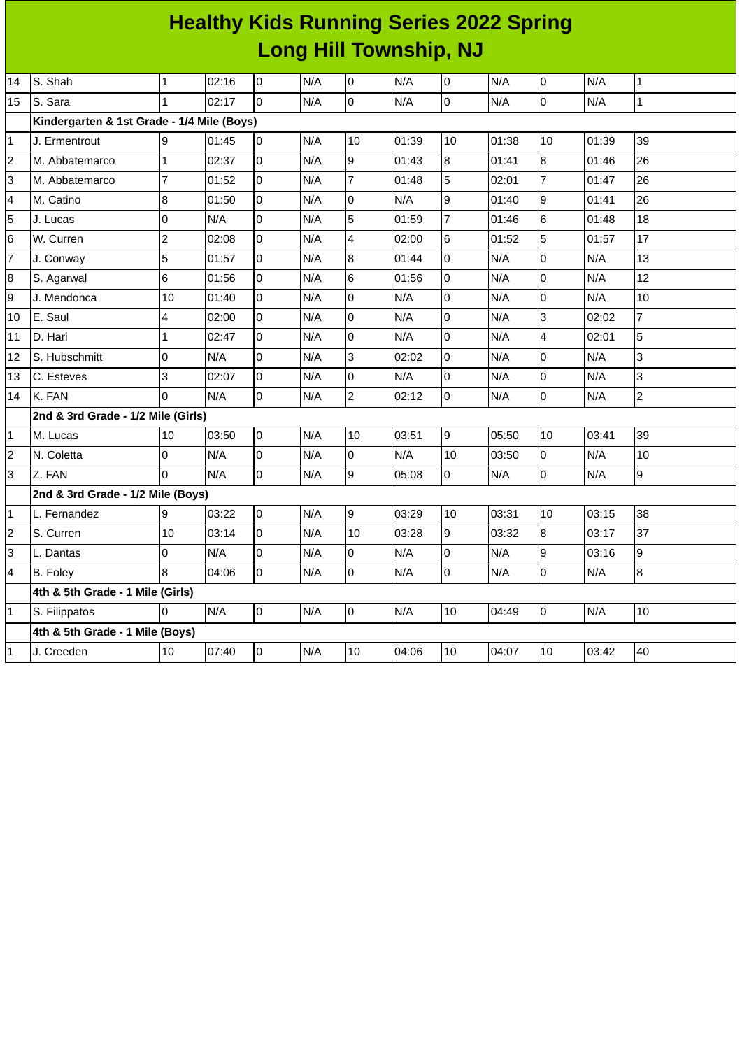# Healthy Kids Running Series 2022 Spring
## Long Hill Township, NJ

| | | | | | | | | | | | | |
|---|---|---|---|---|---|---|---|---|---|---|---|---|
| 14 | S. Shah | 1 | 02:16 | 0 | N/A | 0 | N/A | 0 | N/A | 0 | N/A | 1 |
| 15 | S. Sara | 1 | 02:17 | 0 | N/A | 0 | N/A | 0 | N/A | 0 | N/A | 1 |
| | **Kindergarten & 1st Grade - 1/4 Mile (Boys)** | | | | | | | | | | | |
| 1 | J. Ermentrout | 9 | 01:45 | 0 | N/A | 10 | 01:39 | 10 | 01:38 | 10 | 01:39 | 39 |
| 2 | M. Abbatemarco | 1 | 02:37 | 0 | N/A | 9 | 01:43 | 8 | 01:41 | 8 | 01:46 | 26 |
| 3 | M. Abbatemarco | 7 | 01:52 | 0 | N/A | 7 | 01:48 | 5 | 02:01 | 7 | 01:47 | 26 |
| 4 | M. Catino | 8 | 01:50 | 0 | N/A | 0 | N/A | 9 | 01:40 | 9 | 01:41 | 26 |
| 5 | J. Lucas | 0 | N/A | 0 | N/A | 5 | 01:59 | 7 | 01:46 | 6 | 01:48 | 18 |
| 6 | W. Curren | 2 | 02:08 | 0 | N/A | 4 | 02:00 | 6 | 01:52 | 5 | 01:57 | 17 |
| 7 | J. Conway | 5 | 01:57 | 0 | N/A | 8 | 01:44 | 0 | N/A | 0 | N/A | 13 |
| 8 | S. Agarwal | 6 | 01:56 | 0 | N/A | 6 | 01:56 | 0 | N/A | 0 | N/A | 12 |
| 9 | J. Mendonca | 10 | 01:40 | 0 | N/A | 0 | N/A | 0 | N/A | 0 | N/A | 10 |
| 10 | E. Saul | 4 | 02:00 | 0 | N/A | 0 | N/A | 0 | N/A | 3 | 02:02 | 7 |
| 11 | D. Hari | 1 | 02:47 | 0 | N/A | 0 | N/A | 0 | N/A | 4 | 02:01 | 5 |
| 12 | S. Hubschmitt | 0 | N/A | 0 | N/A | 3 | 02:02 | 0 | N/A | 0 | N/A | 3 |
| 13 | C. Esteves | 3 | 02:07 | 0 | N/A | 0 | N/A | 0 | N/A | 0 | N/A | 3 |
| 14 | K. FAN | 0 | N/A | 0 | N/A | 2 | 02:12 | 0 | N/A | 0 | N/A | 2 |
| | **2nd & 3rd Grade - 1/2 Mile (Girls)** | | | | | | | | | | | |
| 1 | M. Lucas | 10 | 03:50 | 0 | N/A | 10 | 03:51 | 9 | 05:50 | 10 | 03:41 | 39 |
| 2 | N. Coletta | 0 | N/A | 0 | N/A | 0 | N/A | 10 | 03:50 | 0 | N/A | 10 |
| 3 | Z. FAN | 0 | N/A | 0 | N/A | 9 | 05:08 | 0 | N/A | 0 | N/A | 9 |
| | **2nd & 3rd Grade - 1/2 Mile (Boys)** | | | | | | | | | | | |
| 1 | L. Fernandez | 9 | 03:22 | 0 | N/A | 9 | 03:29 | 10 | 03:31 | 10 | 03:15 | 38 |
| 2 | S. Curren | 10 | 03:14 | 0 | N/A | 10 | 03:28 | 9 | 03:32 | 8 | 03:17 | 37 |
| 3 | L. Dantas | 0 | N/A | 0 | N/A | 0 | N/A | 0 | N/A | 9 | 03:16 | 9 |
| 4 | B. Foley | 8 | 04:06 | 0 | N/A | 0 | N/A | 0 | N/A | 0 | N/A | 8 |
| | **4th & 5th Grade - 1 Mile (Girls)** | | | | | | | | | | | |
| 1 | S. Filippatos | 0 | N/A | 0 | N/A | 0 | N/A | 10 | 04:49 | 0 | N/A | 10 |
| | **4th & 5th Grade - 1 Mile (Boys)** | | | | | | | | | | | |
| 1 | J. Creeden | 10 | 07:40 | 0 | N/A | 10 | 04:06 | 10 | 04:07 | 10 | 03:42 | 40 |